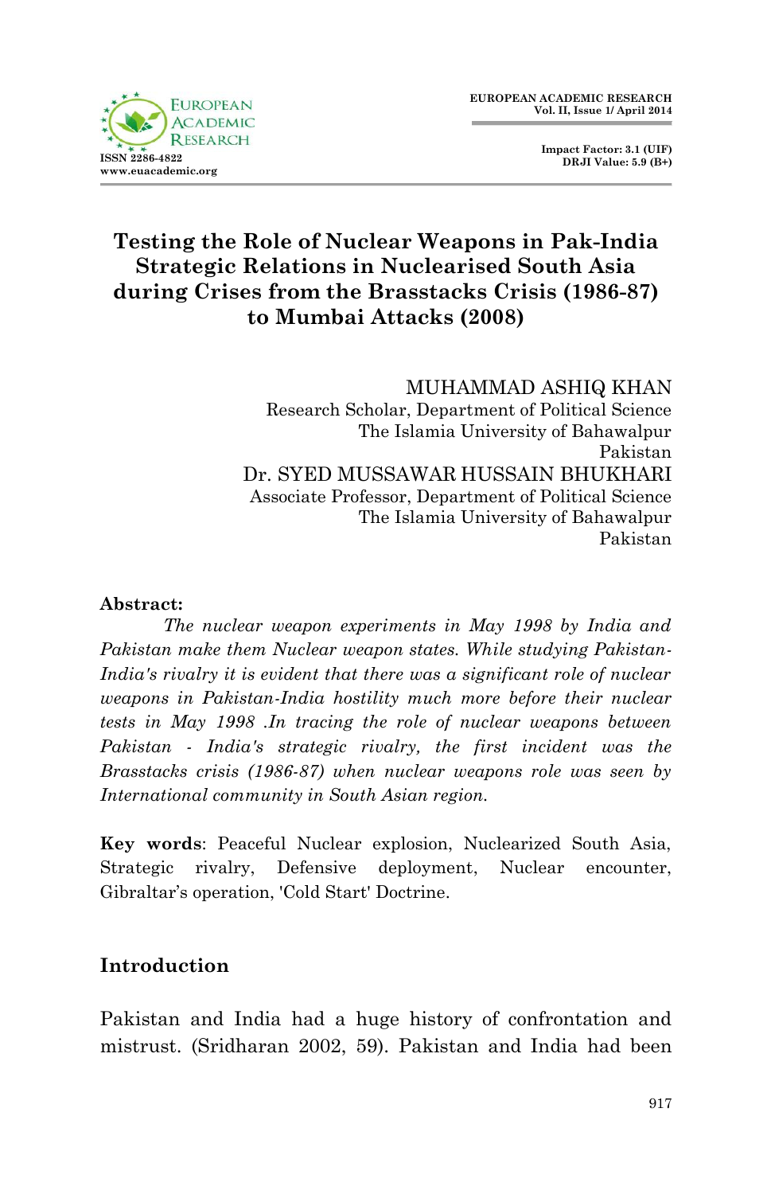# Testing the Role of Nuclear Weapons in Pak-India Strategic Relations in Nuclearised South Asia during Crises from the Brasstacks Crisis (1986-87) to Mumbai Attacks (2008)

MUHAMMAD ASHIQ KHAN
Research Scholar, Department of Political Science
The Islamia University of Bahawalpur
Pakistan

Dr. SYED MUSSAWAR HUSSAIN BHUKHARI
Associate Professor, Department of Political Science
The Islamia University of Bahawalpur
Pakistan

**Abstract:**

*The nuclear weapon experiments in May 1998 by India and Pakistan make them Nuclear weapon states. While studying Pakistan-India's rivalry it is evident that there was a significant role of nuclear weapons in Pakistan-India hostility much more before their nuclear tests in May 1998 .In tracing the role of nuclear weapons between Pakistan - India's strategic rivalry, the first incident was the Brasstacks crisis (1986-87) when nuclear weapons role was seen by International community in South Asian region.*

**Key words**: Peaceful Nuclear explosion, Nuclearized South Asia, Strategic rivalry, Defensive deployment, Nuclear encounter, Gibraltar's operation, 'Cold Start' Doctrine.

## Introduction

Pakistan and India had a huge history of confrontation and mistrust. (Sridharan 2002, 59). Pakistan and India had been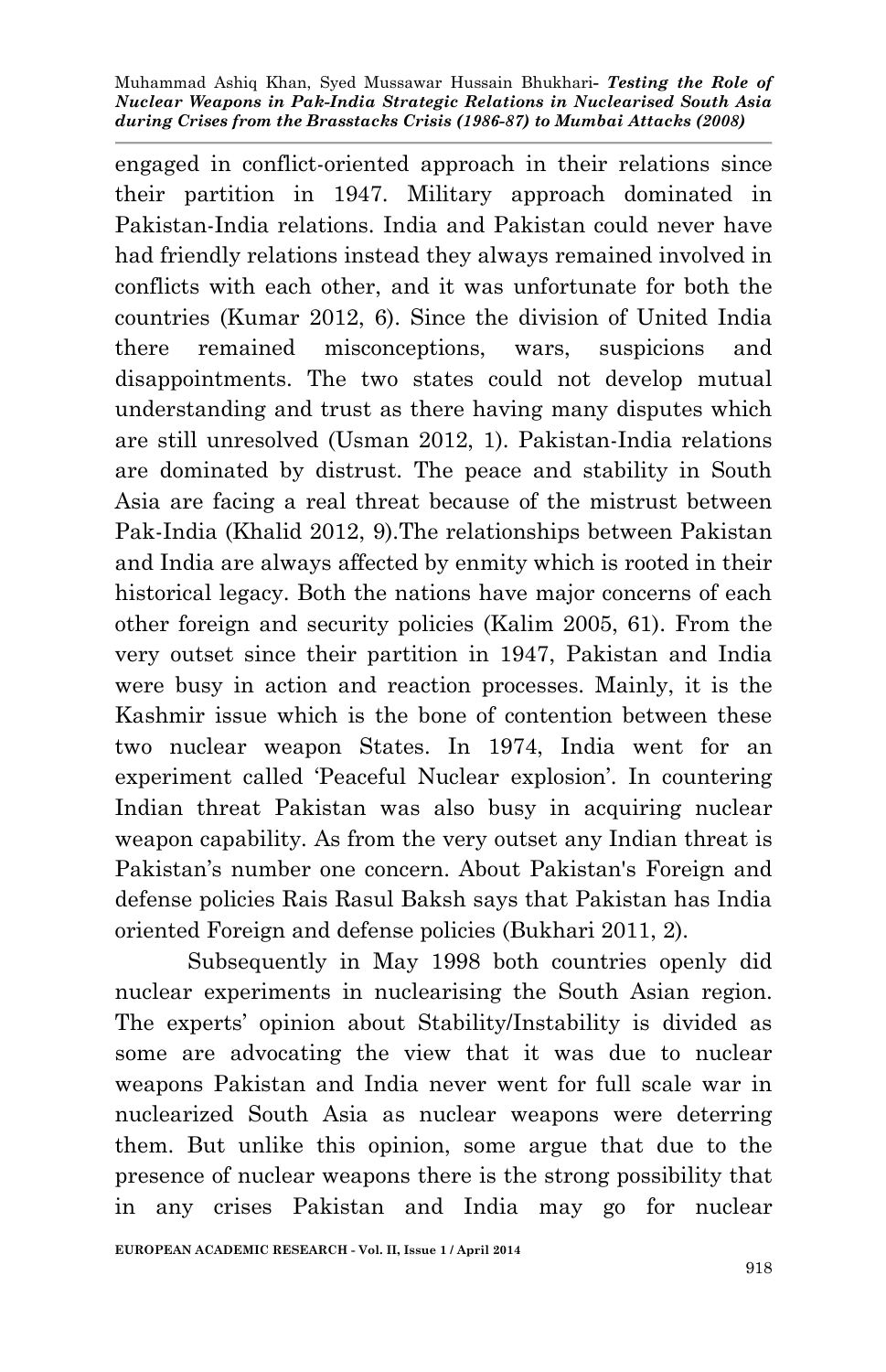engaged in conflict-oriented approach in their relations since their partition in 1947. Military approach dominated in Pakistan-India relations. India and Pakistan could never have had friendly relations instead they always remained involved in conflicts with each other, and it was unfortunate for both the countries (Kumar 2012, 6). Since the division of United India there remained misconceptions, wars, suspicions and disappointments. The two states could not develop mutual understanding and trust as there having many disputes which are still unresolved (Usman 2012, 1). Pakistan-India relations are dominated by distrust. The peace and stability in South Asia are facing a real threat because of the mistrust between Pak-India (Khalid 2012, 9).The relationships between Pakistan and India are always affected by enmity which is rooted in their historical legacy. Both the nations have major concerns of each other foreign and security policies (Kalim 2005, 61). From the very outset since their partition in 1947, Pakistan and India were busy in action and reaction processes. Mainly, it is the Kashmir issue which is the bone of contention between these two nuclear weapon States. In 1974, India went for an experiment called 'Peaceful Nuclear explosion'. In countering Indian threat Pakistan was also busy in acquiring nuclear weapon capability. As from the very outset any Indian threat is Pakistan's number one concern. About Pakistan's Foreign and defense policies Rais Rasul Baksh says that Pakistan has India oriented Foreign and defense policies (Bukhari 2011, 2).

Subsequently in May 1998 both countries openly did nuclear experiments in nuclearising the South Asian region. The experts' opinion about Stability/Instability is divided as some are advocating the view that it was due to nuclear weapons Pakistan and India never went for full scale war in nuclearized South Asia as nuclear weapons were deterring them. But unlike this opinion, some argue that due to the presence of nuclear weapons there is the strong possibility that in any crises Pakistan and India may go for nuclear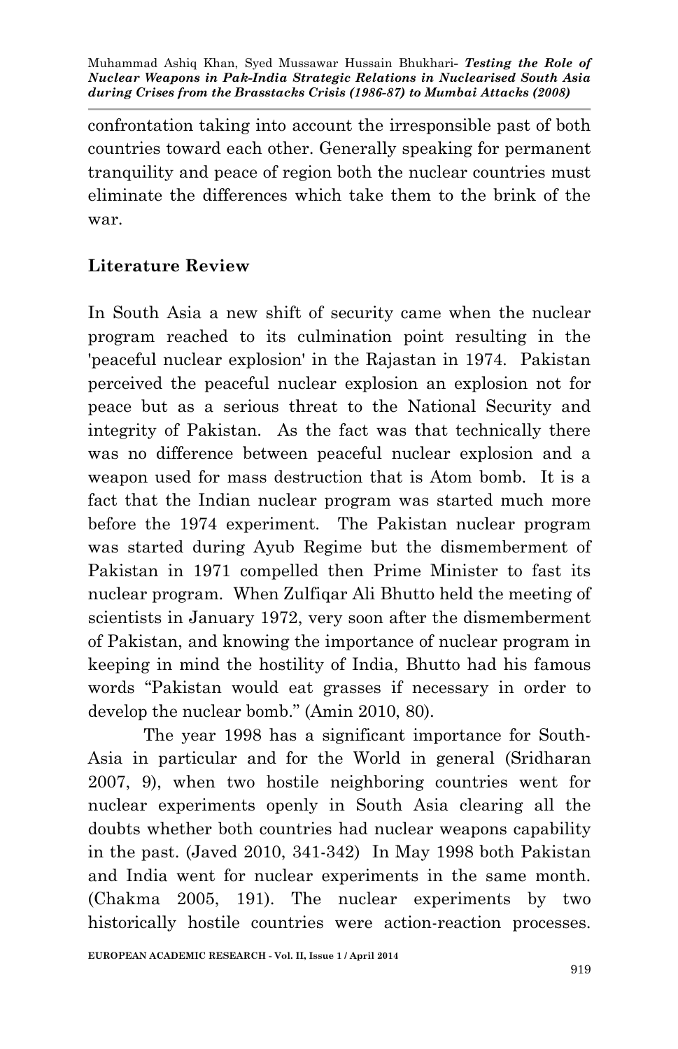confrontation taking into account the irresponsible past of both countries toward each other. Generally speaking for permanent tranquility and peace of region both the nuclear countries must eliminate the differences which take them to the brink of the war.

## Literature Review

In South Asia a new shift of security came when the nuclear program reached to its culmination point resulting in the 'peaceful nuclear explosion' in the Rajastan in 1974. Pakistan perceived the peaceful nuclear explosion an explosion not for peace but as a serious threat to the National Security and integrity of Pakistan. As the fact was that technically there was no difference between peaceful nuclear explosion and a weapon used for mass destruction that is Atom bomb. It is a fact that the Indian nuclear program was started much more before the 1974 experiment. The Pakistan nuclear program was started during Ayub Regime but the dismemberment of Pakistan in 1971 compelled then Prime Minister to fast its nuclear program. When Zulfiqar Ali Bhutto held the meeting of scientists in January 1972, very soon after the dismemberment of Pakistan, and knowing the importance of nuclear program in keeping in mind the hostility of India, Bhutto had his famous words "Pakistan would eat grasses if necessary in order to develop the nuclear bomb." (Amin 2010, 80).

The year 1998 has a significant importance for South-Asia in particular and for the World in general (Sridharan 2007, 9), when two hostile neighboring countries went for nuclear experiments openly in South Asia clearing all the doubts whether both countries had nuclear weapons capability in the past. (Javed 2010, 341-342) In May 1998 both Pakistan and India went for nuclear experiments in the same month. (Chakma 2005, 191). The nuclear experiments by two historically hostile countries were action-reaction processes.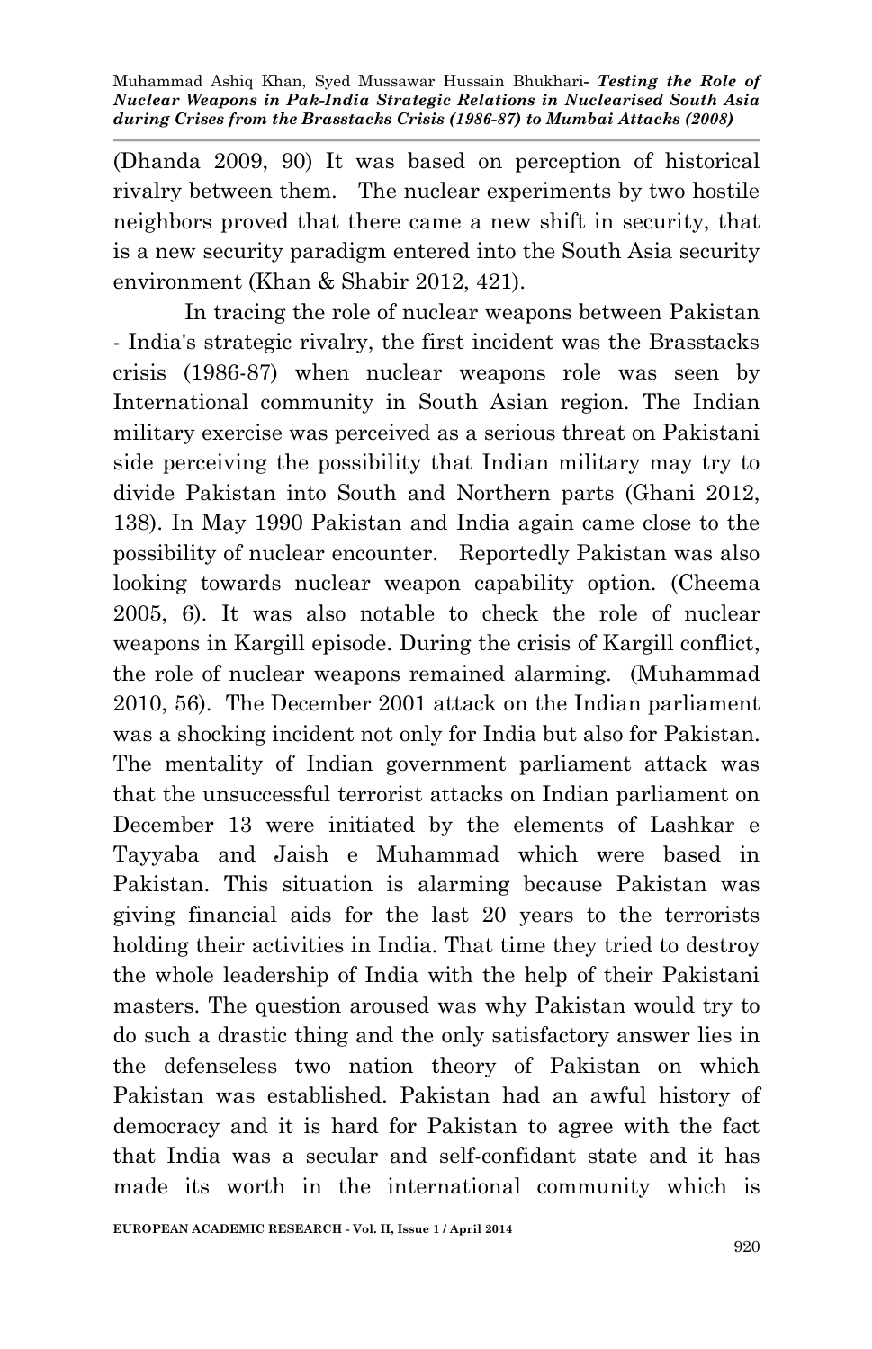(Dhanda 2009, 90) It was based on perception of historical rivalry between them. The nuclear experiments by two hostile neighbors proved that there came a new shift in security, that is a new security paradigm entered into the South Asia security environment (Khan & Shabir 2012, 421).

In tracing the role of nuclear weapons between Pakistan - India's strategic rivalry, the first incident was the Brasstacks crisis (1986-87) when nuclear weapons role was seen by International community in South Asian region. The Indian military exercise was perceived as a serious threat on Pakistani side perceiving the possibility that Indian military may try to divide Pakistan into South and Northern parts (Ghani 2012, 138). In May 1990 Pakistan and India again came close to the possibility of nuclear encounter. Reportedly Pakistan was also looking towards nuclear weapon capability option. (Cheema 2005, 6). It was also notable to check the role of nuclear weapons in Kargill episode. During the crisis of Kargill conflict, the role of nuclear weapons remained alarming. (Muhammad 2010, 56). The December 2001 attack on the Indian parliament was a shocking incident not only for India but also for Pakistan. The mentality of Indian government parliament attack was that the unsuccessful terrorist attacks on Indian parliament on December 13 were initiated by the elements of Lashkar e Tayyaba and Jaish e Muhammad which were based in Pakistan. This situation is alarming because Pakistan was giving financial aids for the last 20 years to the terrorists holding their activities in India. That time they tried to destroy the whole leadership of India with the help of their Pakistani masters. The question aroused was why Pakistan would try to do such a drastic thing and the only satisfactory answer lies in the defenseless two nation theory of Pakistan on which Pakistan was established. Pakistan had an awful history of democracy and it is hard for Pakistan to agree with the fact that India was a secular and self-confidant state and it has made its worth in the international community which is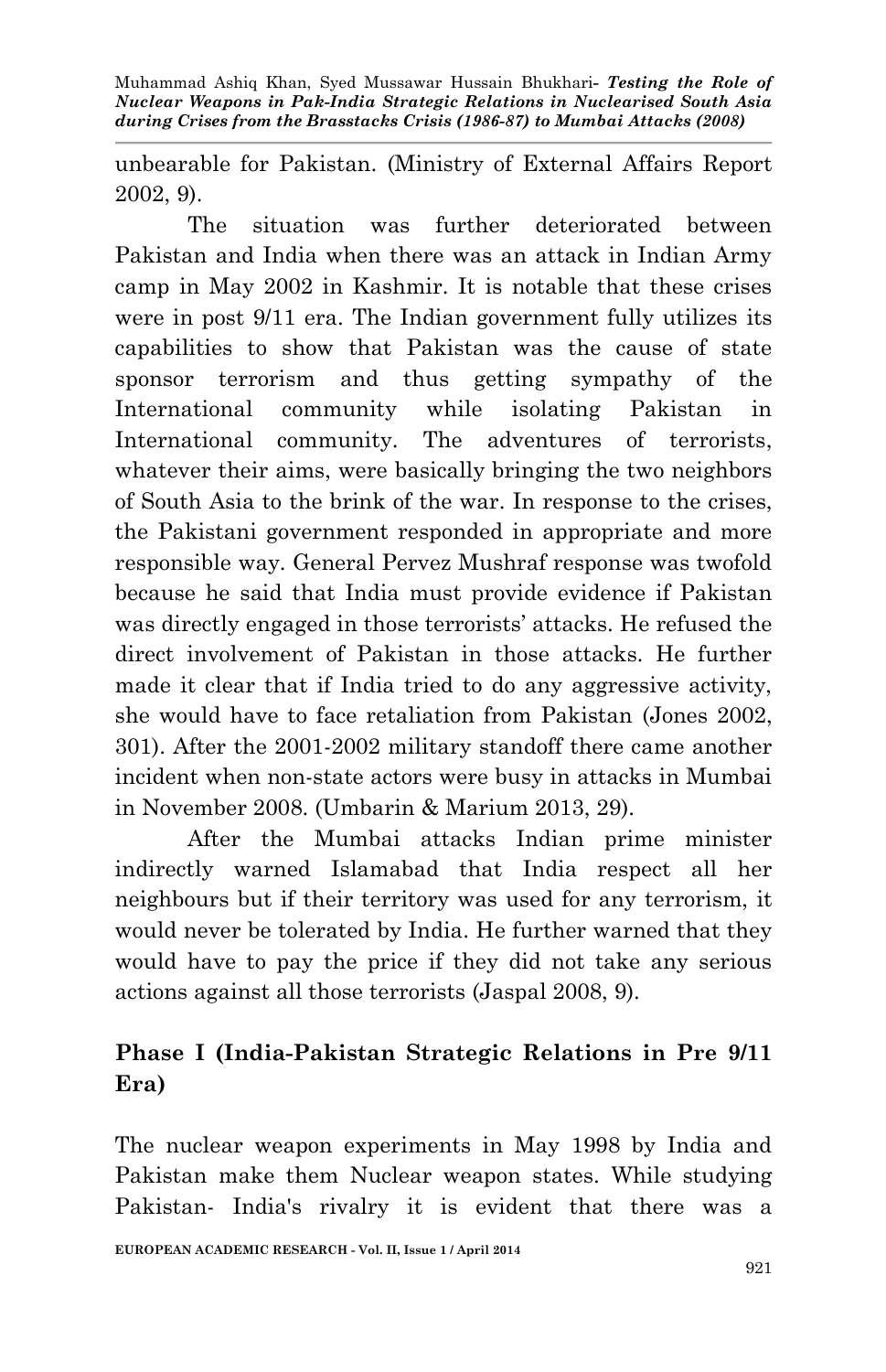unbearable for Pakistan. (Ministry of External Affairs Report 2002, 9).

The situation was further deteriorated between Pakistan and India when there was an attack in Indian Army camp in May 2002 in Kashmir. It is notable that these crises were in post 9/11 era. The Indian government fully utilizes its capabilities to show that Pakistan was the cause of state sponsor terrorism and thus getting sympathy of the International community while isolating Pakistan in International community. The adventures of terrorists, whatever their aims, were basically bringing the two neighbors of South Asia to the brink of the war. In response to the crises, the Pakistani government responded in appropriate and more responsible way. General Pervez Mushraf response was twofold because he said that India must provide evidence if Pakistan was directly engaged in those terrorists' attacks. He refused the direct involvement of Pakistan in those attacks. He further made it clear that if India tried to do any aggressive activity, she would have to face retaliation from Pakistan (Jones 2002, 301). After the 2001-2002 military standoff there came another incident when non-state actors were busy in attacks in Mumbai in November 2008. (Umbarin & Marium 2013, 29).

After the Mumbai attacks Indian prime minister indirectly warned Islamabad that India respect all her neighbours but if their territory was used for any terrorism, it would never be tolerated by India. He further warned that they would have to pay the price if they did not take any serious actions against all those terrorists (Jaspal 2008, 9).

## Phase I (India-Pakistan Strategic Relations in Pre 9/11 Era)

The nuclear weapon experiments in May 1998 by India and Pakistan make them Nuclear weapon states. While studying Pakistan- India's rivalry it is evident that there was a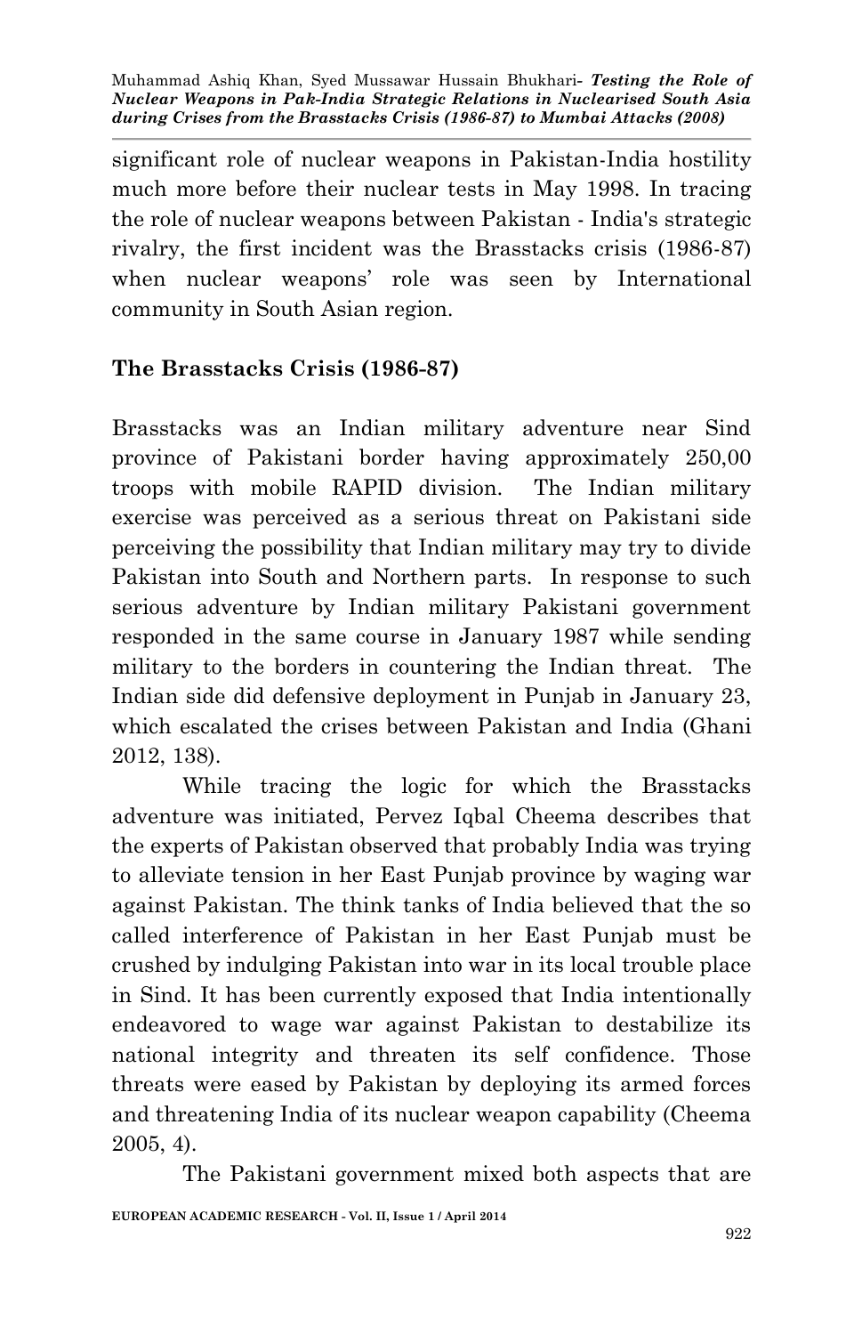significant role of nuclear weapons in Pakistan-India hostility much more before their nuclear tests in May 1998. In tracing the role of nuclear weapons between Pakistan - India's strategic rivalry, the first incident was the Brasstacks crisis (1986-87) when nuclear weapons' role was seen by International community in South Asian region.

## The Brasstacks Crisis (1986-87)

Brasstacks was an Indian military adventure near Sind province of Pakistani border having approximately 250,00 troops with mobile RAPID division. The Indian military exercise was perceived as a serious threat on Pakistani side perceiving the possibility that Indian military may try to divide Pakistan into South and Northern parts. In response to such serious adventure by Indian military Pakistani government responded in the same course in January 1987 while sending military to the borders in countering the Indian threat. The Indian side did defensive deployment in Punjab in January 23, which escalated the crises between Pakistan and India (Ghani 2012, 138).

While tracing the logic for which the Brasstacks adventure was initiated, Pervez Iqbal Cheema describes that the experts of Pakistan observed that probably India was trying to alleviate tension in her East Punjab province by waging war against Pakistan. The think tanks of India believed that the so called interference of Pakistan in her East Punjab must be crushed by indulging Pakistan into war in its local trouble place in Sind. It has been currently exposed that India intentionally endeavored to wage war against Pakistan to destabilize its national integrity and threaten its self confidence. Those threats were eased by Pakistan by deploying its armed forces and threatening India of its nuclear weapon capability (Cheema 2005, 4).

The Pakistani government mixed both aspects that are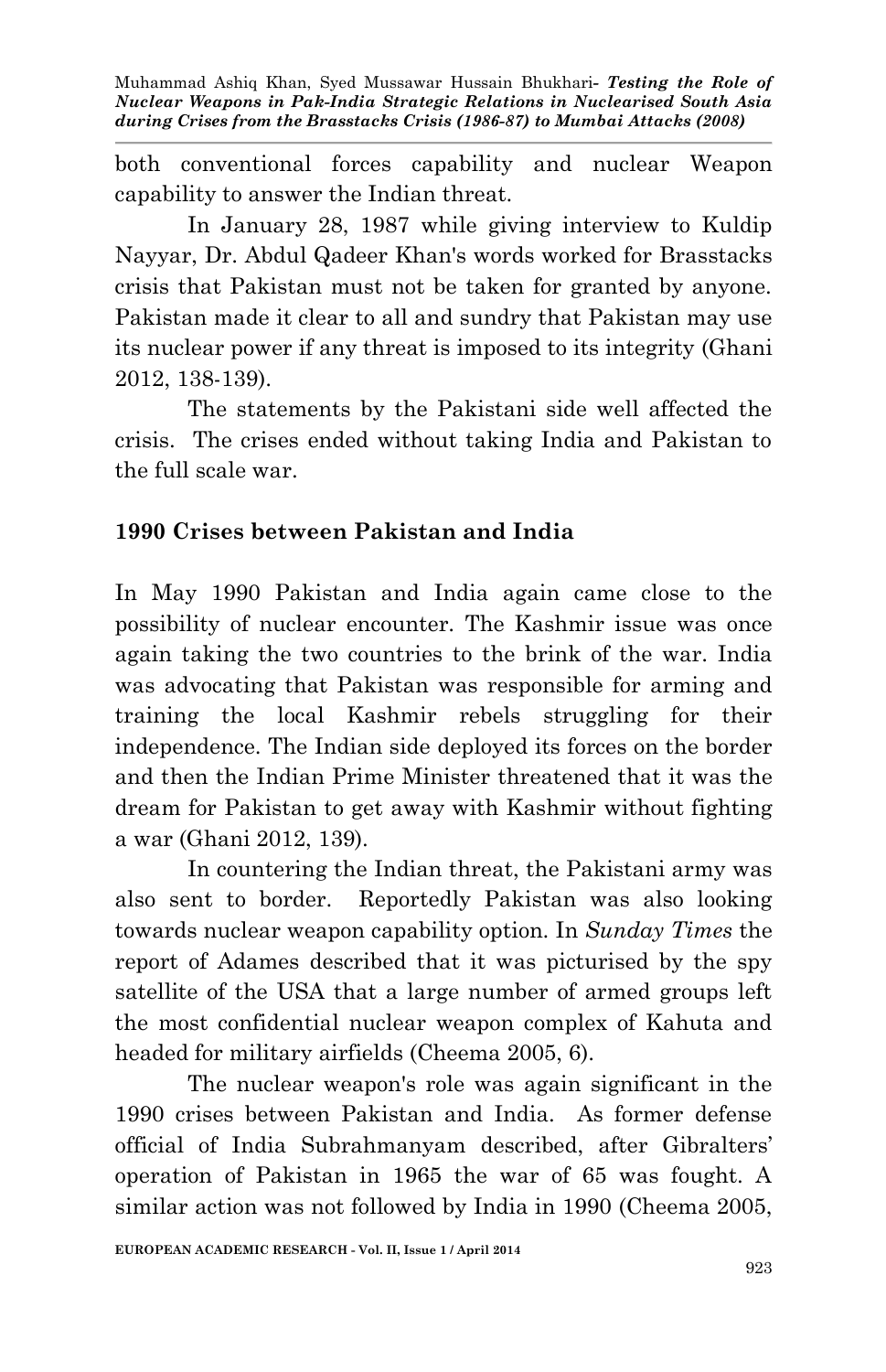both conventional forces capability and nuclear Weapon capability to answer the Indian threat.

In January 28, 1987 while giving interview to Kuldip Nayyar, Dr. Abdul Qadeer Khan's words worked for Brasstacks crisis that Pakistan must not be taken for granted by anyone. Pakistan made it clear to all and sundry that Pakistan may use its nuclear power if any threat is imposed to its integrity (Ghani 2012, 138-139).

The statements by the Pakistani side well affected the crisis. The crises ended without taking India and Pakistan to the full scale war.

**1990 Crises between Pakistan and India**

In May 1990 Pakistan and India again came close to the possibility of nuclear encounter. The Kashmir issue was once again taking the two countries to the brink of the war. India was advocating that Pakistan was responsible for arming and training the local Kashmir rebels struggling for their independence. The Indian side deployed its forces on the border and then the Indian Prime Minister threatened that it was the dream for Pakistan to get away with Kashmir without fighting a war (Ghani 2012, 139).

In countering the Indian threat, the Pakistani army was also sent to border. Reportedly Pakistan was also looking towards nuclear weapon capability option. In *Sunday Times* the report of Adames described that it was picturised by the spy satellite of the USA that a large number of armed groups left the most confidential nuclear weapon complex of Kahuta and headed for military airfields (Cheema 2005, 6).

The nuclear weapon's role was again significant in the 1990 crises between Pakistan and India. As former defense official of India Subrahmanyam described, after Gibralters' operation of Pakistan in 1965 the war of 65 was fought. A similar action was not followed by India in 1990 (Cheema 2005,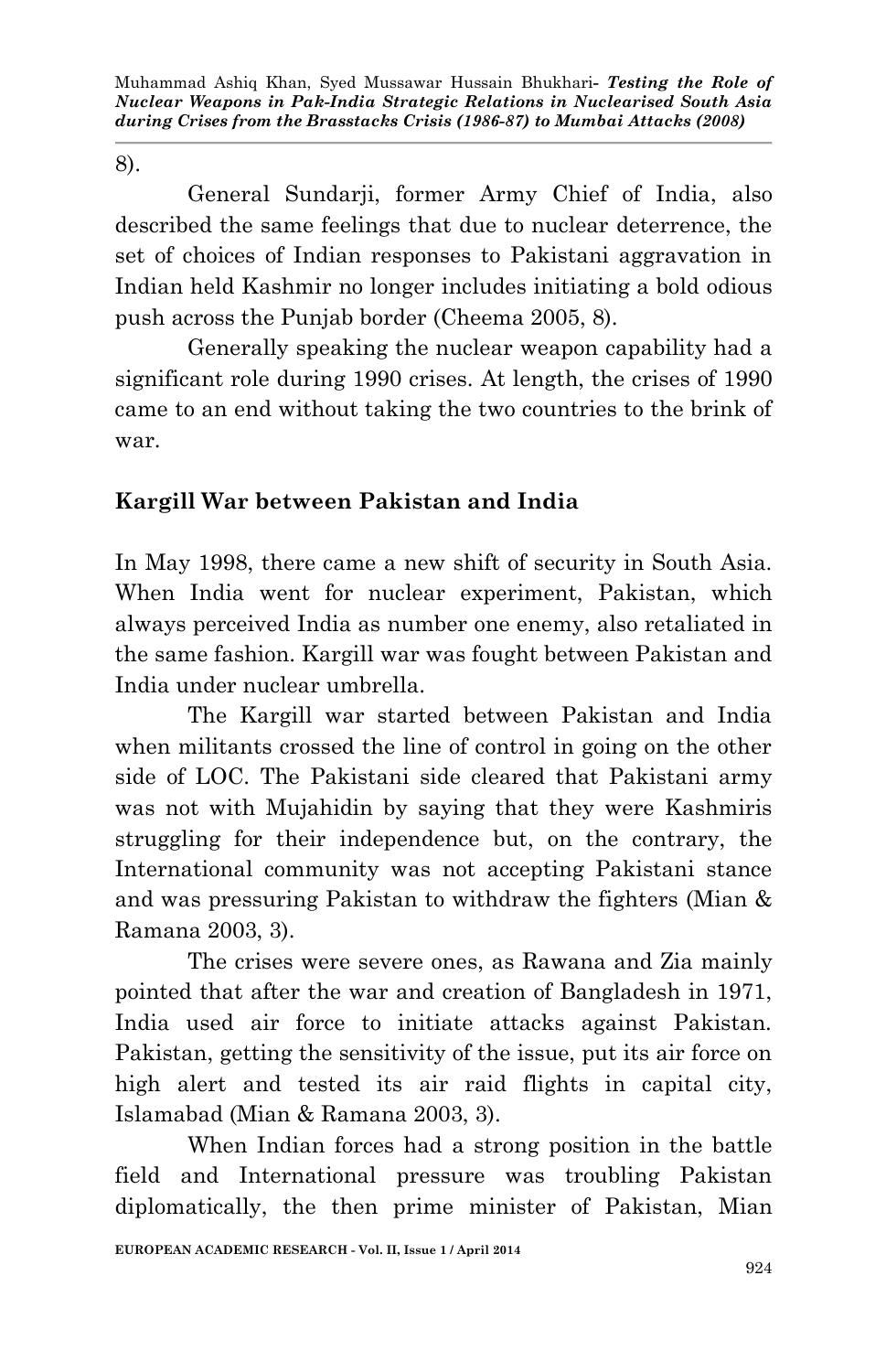8).

General Sundarji, former Army Chief of India, also described the same feelings that due to nuclear deterrence, the set of choices of Indian responses to Pakistani aggravation in Indian held Kashmir no longer includes initiating a bold odious push across the Punjab border (Cheema 2005, 8).

Generally speaking the nuclear weapon capability had a significant role during 1990 crises. At length, the crises of 1990 came to an end without taking the two countries to the brink of war.

## Kargill War between Pakistan and India

In May 1998, there came a new shift of security in South Asia. When India went for nuclear experiment, Pakistan, which always perceived India as number one enemy, also retaliated in the same fashion. Kargill war was fought between Pakistan and India under nuclear umbrella.

The Kargill war started between Pakistan and India when militants crossed the line of control in going on the other side of LOC. The Pakistani side cleared that Pakistani army was not with Mujahidin by saying that they were Kashmiris struggling for their independence but, on the contrary, the International community was not accepting Pakistani stance and was pressuring Pakistan to withdraw the fighters (Mian & Ramana 2003, 3).

The crises were severe ones, as Rawana and Zia mainly pointed that after the war and creation of Bangladesh in 1971, India used air force to initiate attacks against Pakistan. Pakistan, getting the sensitivity of the issue, put its air force on high alert and tested its air raid flights in capital city, Islamabad (Mian & Ramana 2003, 3).

When Indian forces had a strong position in the battle field and International pressure was troubling Pakistan diplomatically, the then prime minister of Pakistan, Mian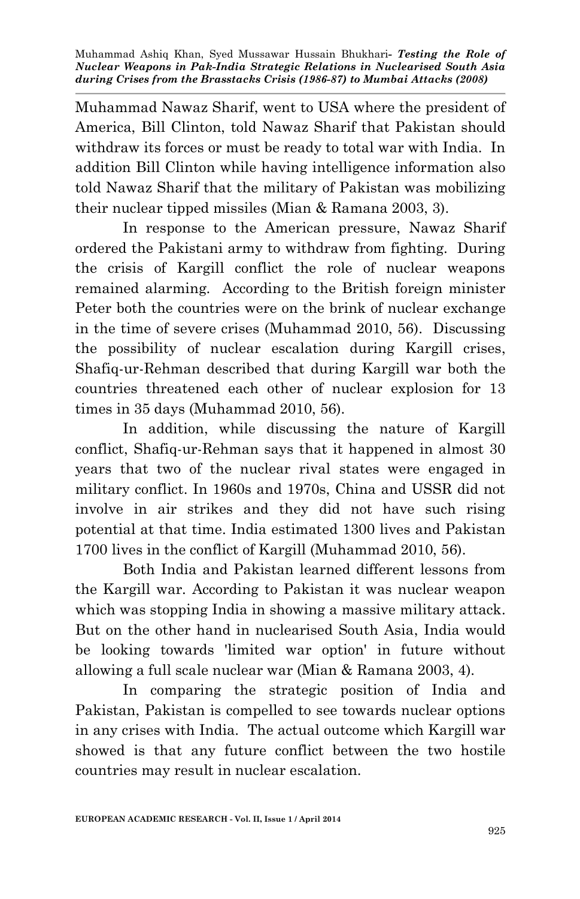Muhammad Nawaz Sharif, went to USA where the president of America, Bill Clinton, told Nawaz Sharif that Pakistan should withdraw its forces or must be ready to total war with India. In addition Bill Clinton while having intelligence information also told Nawaz Sharif that the military of Pakistan was mobilizing their nuclear tipped missiles (Mian & Ramana 2003, 3).

In response to the American pressure, Nawaz Sharif ordered the Pakistani army to withdraw from fighting. During the crisis of Kargill conflict the role of nuclear weapons remained alarming. According to the British foreign minister Peter both the countries were on the brink of nuclear exchange in the time of severe crises (Muhammad 2010, 56). Discussing the possibility of nuclear escalation during Kargill crises, Shafiq-ur-Rehman described that during Kargill war both the countries threatened each other of nuclear explosion for 13 times in 35 days (Muhammad 2010, 56).

In addition, while discussing the nature of Kargill conflict, Shafiq-ur-Rehman says that it happened in almost 30 years that two of the nuclear rival states were engaged in military conflict. In 1960s and 1970s, China and USSR did not involve in air strikes and they did not have such rising potential at that time. India estimated 1300 lives and Pakistan 1700 lives in the conflict of Kargill (Muhammad 2010, 56).

Both India and Pakistan learned different lessons from the Kargill war. According to Pakistan it was nuclear weapon which was stopping India in showing a massive military attack. But on the other hand in nuclearised South Asia, India would be looking towards 'limited war option' in future without allowing a full scale nuclear war (Mian & Ramana 2003, 4).

In comparing the strategic position of India and Pakistan, Pakistan is compelled to see towards nuclear options in any crises with India. The actual outcome which Kargill war showed is that any future conflict between the two hostile countries may result in nuclear escalation.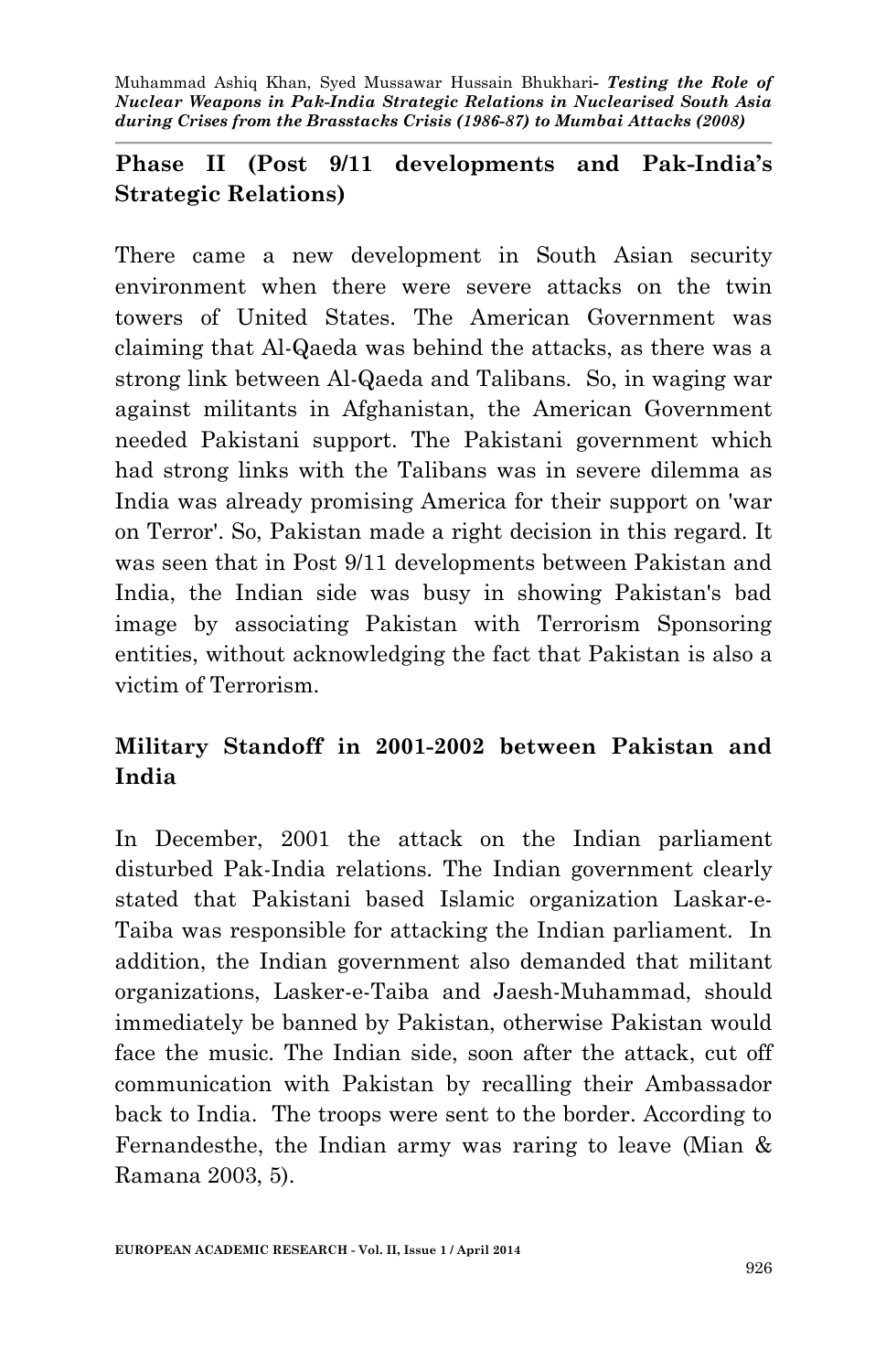## Phase II (Post 9/11 developments and Pak-India's Strategic Relations)

There came a new development in South Asian security environment when there were severe attacks on the twin towers of United States. The American Government was claiming that Al-Qaeda was behind the attacks, as there was a strong link between Al-Qaeda and Talibans. So, in waging war against militants in Afghanistan, the American Government needed Pakistani support. The Pakistani government which had strong links with the Talibans was in severe dilemma as India was already promising America for their support on 'war on Terror'. So, Pakistan made a right decision in this regard. It was seen that in Post 9/11 developments between Pakistan and India, the Indian side was busy in showing Pakistan's bad image by associating Pakistan with Terrorism Sponsoring entities, without acknowledging the fact that Pakistan is also a victim of Terrorism.

## Military Standoff in 2001-2002 between Pakistan and India

In December, 2001 the attack on the Indian parliament disturbed Pak-India relations. The Indian government clearly stated that Pakistani based Islamic organization Laskar-e-Taiba was responsible for attacking the Indian parliament. In addition, the Indian government also demanded that militant organizations, Lasker-e-Taiba and Jaesh-Muhammad, should immediately be banned by Pakistan, otherwise Pakistan would face the music. The Indian side, soon after the attack, cut off communication with Pakistan by recalling their Ambassador back to India. The troops were sent to the border. According to Fernandesthe, the Indian army was raring to leave (Mian & Ramana 2003, 5).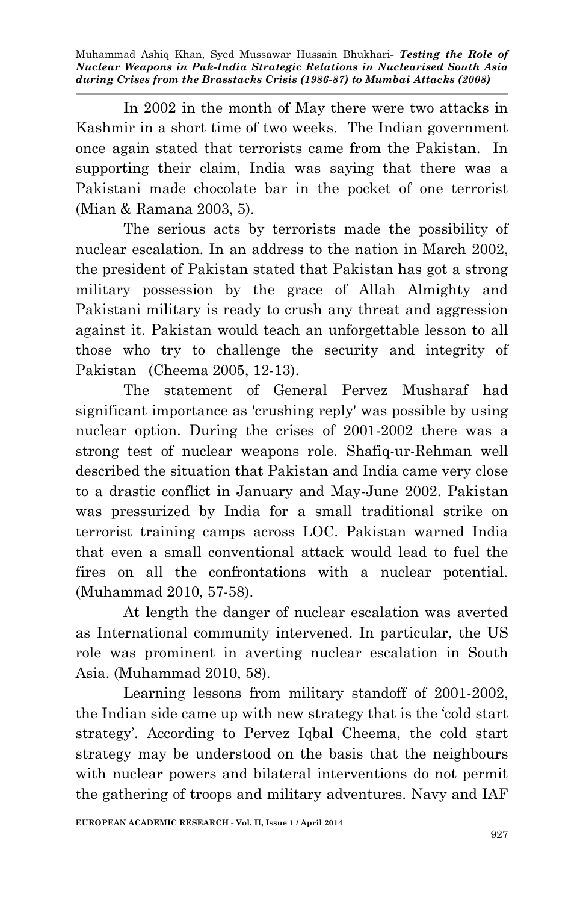In 2002 in the month of May there were two attacks in Kashmir in a short time of two weeks. The Indian government once again stated that terrorists came from the Pakistan. In supporting their claim, India was saying that there was a Pakistani made chocolate bar in the pocket of one terrorist (Mian & Ramana 2003, 5).

The serious acts by terrorists made the possibility of nuclear escalation. In an address to the nation in March 2002, the president of Pakistan stated that Pakistan has got a strong military possession by the grace of Allah Almighty and Pakistani military is ready to crush any threat and aggression against it. Pakistan would teach an unforgettable lesson to all those who try to challenge the security and integrity of Pakistan (Cheema 2005, 12-13).

The statement of General Pervez Musharaf had significant importance as 'crushing reply' was possible by using nuclear option. During the crises of 2001-2002 there was a strong test of nuclear weapons role. Shafiq-ur-Rehman well described the situation that Pakistan and India came very close to a drastic conflict in January and May-June 2002. Pakistan was pressurized by India for a small traditional strike on terrorist training camps across LOC. Pakistan warned India that even a small conventional attack would lead to fuel the fires on all the confrontations with a nuclear potential. (Muhammad 2010, 57-58).

At length the danger of nuclear escalation was averted as International community intervened. In particular, the US role was prominent in averting nuclear escalation in South Asia. (Muhammad 2010, 58).

Learning lessons from military standoff of 2001-2002, the Indian side came up with new strategy that is the 'cold start strategy'. According to Pervez Iqbal Cheema, the cold start strategy may be understood on the basis that the neighbours with nuclear powers and bilateral interventions do not permit the gathering of troops and military adventures. Navy and IAF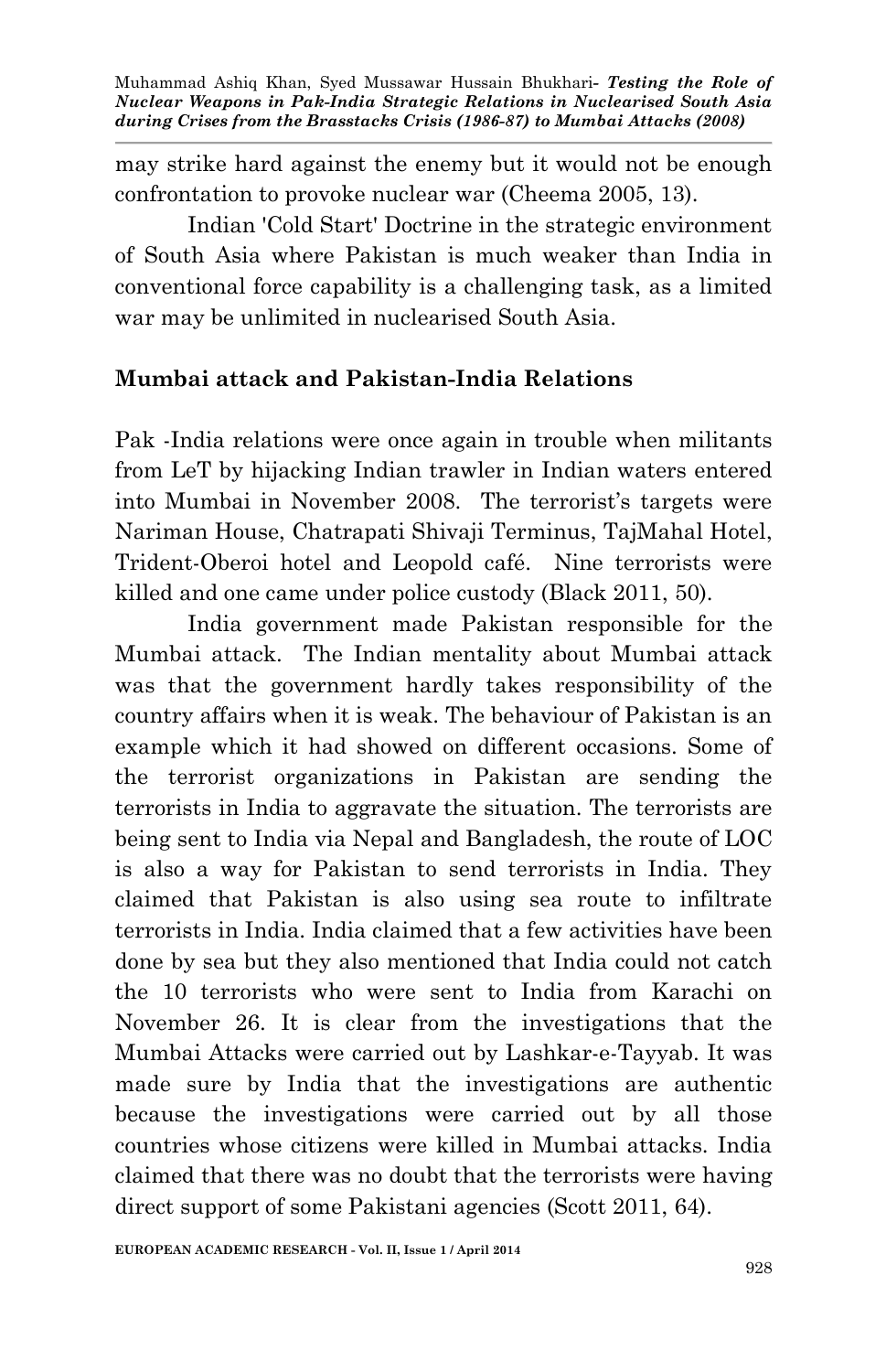may strike hard against the enemy but it would not be enough confrontation to provoke nuclear war (Cheema 2005, 13).

Indian 'Cold Start' Doctrine in the strategic environment of South Asia where Pakistan is much weaker than India in conventional force capability is a challenging task, as a limited war may be unlimited in nuclearised South Asia.

## Mumbai attack and Pakistan-India Relations

Pak -India relations were once again in trouble when militants from LeT by hijacking Indian trawler in Indian waters entered into Mumbai in November 2008. The terrorist's targets were Nariman House, Chatrapati Shivaji Terminus, TajMahal Hotel, Trident-Oberoi hotel and Leopold café. Nine terrorists were killed and one came under police custody (Black 2011, 50).

India government made Pakistan responsible for the Mumbai attack. The Indian mentality about Mumbai attack was that the government hardly takes responsibility of the country affairs when it is weak. The behaviour of Pakistan is an example which it had showed on different occasions. Some of the terrorist organizations in Pakistan are sending the terrorists in India to aggravate the situation. The terrorists are being sent to India via Nepal and Bangladesh, the route of LOC is also a way for Pakistan to send terrorists in India. They claimed that Pakistan is also using sea route to infiltrate terrorists in India. India claimed that a few activities have been done by sea but they also mentioned that India could not catch the 10 terrorists who were sent to India from Karachi on November 26. It is clear from the investigations that the Mumbai Attacks were carried out by Lashkar-e-Tayyab. It was made sure by India that the investigations are authentic because the investigations were carried out by all those countries whose citizens were killed in Mumbai attacks. India claimed that there was no doubt that the terrorists were having direct support of some Pakistani agencies (Scott 2011, 64).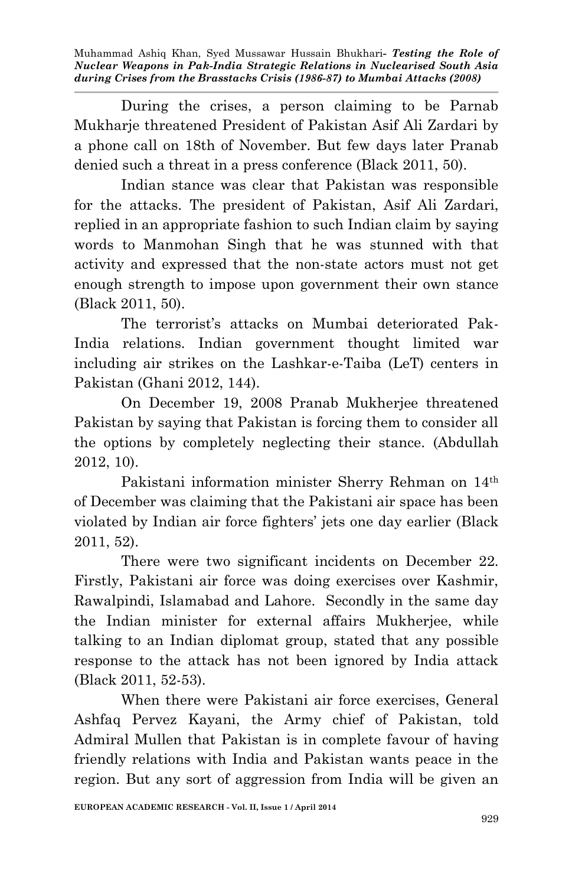During the crises, a person claiming to be Parnab Mukharje threatened President of Pakistan Asif Ali Zardari by a phone call on 18th of November. But few days later Pranab denied such a threat in a press conference (Black 2011, 50).

Indian stance was clear that Pakistan was responsible for the attacks. The president of Pakistan, Asif Ali Zardari, replied in an appropriate fashion to such Indian claim by saying words to Manmohan Singh that he was stunned with that activity and expressed that the non-state actors must not get enough strength to impose upon government their own stance (Black 2011, 50).

The terrorist's attacks on Mumbai deteriorated Pak-India relations. Indian government thought limited war including air strikes on the Lashkar-e-Taiba (LeT) centers in Pakistan (Ghani 2012, 144).

On December 19, 2008 Pranab Mukherjee threatened Pakistan by saying that Pakistan is forcing them to consider all the options by completely neglecting their stance. (Abdullah 2012, 10).

Pakistani information minister Sherry Rehman on 14th of December was claiming that the Pakistani air space has been violated by Indian air force fighters' jets one day earlier (Black 2011, 52).

There were two significant incidents on December 22. Firstly, Pakistani air force was doing exercises over Kashmir, Rawalpindi, Islamabad and Lahore. Secondly in the same day the Indian minister for external affairs Mukherjee, while talking to an Indian diplomat group, stated that any possible response to the attack has not been ignored by India attack (Black 2011, 52-53).

When there were Pakistani air force exercises, General Ashfaq Pervez Kayani, the Army chief of Pakistan, told Admiral Mullen that Pakistan is in complete favour of having friendly relations with India and Pakistan wants peace in the region. But any sort of aggression from India will be given an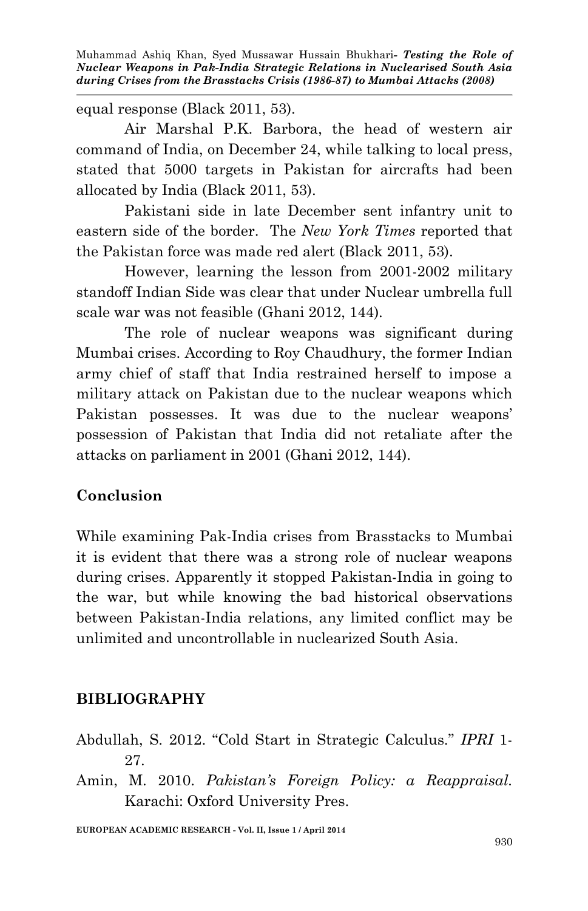equal response (Black 2011, 53).

Air Marshal P.K. Barbora, the head of western air command of India, on December 24, while talking to local press, stated that 5000 targets in Pakistan for aircrafts had been allocated by India (Black 2011, 53).

Pakistani side in late December sent infantry unit to eastern side of the border. The *New York Times* reported that the Pakistan force was made red alert (Black 2011, 53).

However, learning the lesson from 2001-2002 military standoff Indian Side was clear that under Nuclear umbrella full scale war was not feasible (Ghani 2012, 144).

The role of nuclear weapons was significant during Mumbai crises. According to Roy Chaudhury, the former Indian army chief of staff that India restrained herself to impose a military attack on Pakistan due to the nuclear weapons which Pakistan possesses. It was due to the nuclear weapons' possession of Pakistan that India did not retaliate after the attacks on parliament in 2001 (Ghani 2012, 144).

## Conclusion

While examining Pak-India crises from Brasstacks to Mumbai it is evident that there was a strong role of nuclear weapons during crises. Apparently it stopped Pakistan-India in going to the war, but while knowing the bad historical observations between Pakistan-India relations, any limited conflict may be unlimited and uncontrollable in nuclearized South Asia.

## BIBLIOGRAPHY

Abdullah, S. 2012. "Cold Start in Strategic Calculus." *IPRI* 1-27.

Amin, M. 2010. *Pakistan's Foreign Policy: a Reappraisal.* Karachi: Oxford University Pres.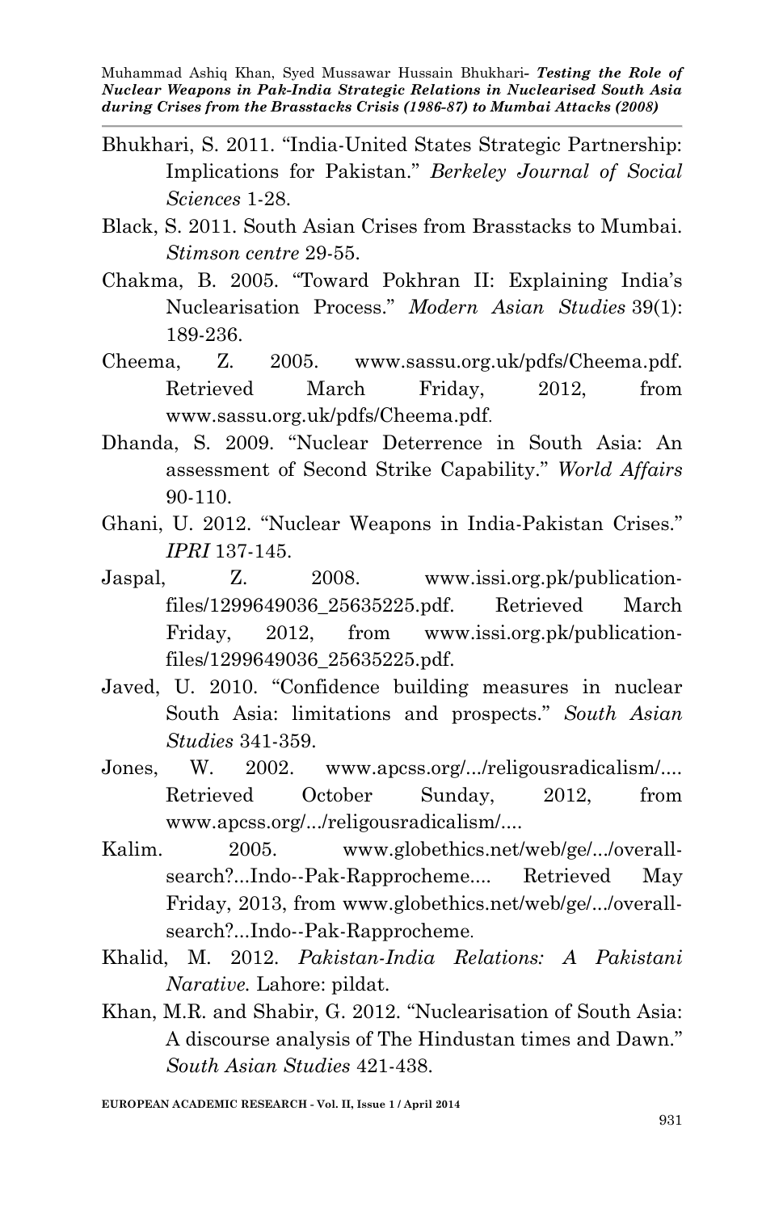Bhukhari, S. 2011. "India-United States Strategic Partnership: Implications for Pakistan." *Berkeley Journal of Social Sciences* 1-28.

Black, S. 2011. South Asian Crises from Brasstacks to Mumbai. *Stimson centre* 29-55.

Chakma, B. 2005. "Toward Pokhran II: Explaining India's Nuclearisation Process." *Modern Asian Studies* 39(1): 189-236.

Cheema, Z. 2005. www.sassu.org.uk/pdfs/Cheema.pdf. Retrieved March Friday, 2012, from www.sassu.org.uk/pdfs/Cheema.pdf.

Dhanda, S. 2009. "Nuclear Deterrence in South Asia: An assessment of Second Strike Capability." *World Affairs* 90-110.

Ghani, U. 2012. "Nuclear Weapons in India-Pakistan Crises." *IPRI* 137-145.

Jaspal, Z. 2008. www.issi.org.pk/publication-files/1299649036_25635225.pdf. Retrieved March Friday, 2012, from www.issi.org.pk/publication-files/1299649036_25635225.pdf.

Javed, U. 2010. "Confidence building measures in nuclear South Asia: limitations and prospects." *South Asian Studies* 341-359.

Jones, W. 2002. www.apcss.org/.../religousradicalism/.... Retrieved October Sunday, 2012, from www.apcss.org/.../religousradicalism/....

Kalim. 2005. www.globethics.net/web/ge/.../overall-search?...Indo--Pak-Rapprocheme.... Retrieved May Friday, 2013, from www.globethics.net/web/ge/.../overall-search?...Indo--Pak-Rapprocheme.

Khalid, M. 2012. *Pakistan-India Relations: A Pakistani Narative.* Lahore: pildat.

Khan, M.R. and Shabir, G. 2012. "Nuclearisation of South Asia: A discourse analysis of The Hindustan times and Dawn." *South Asian Studies* 421-438.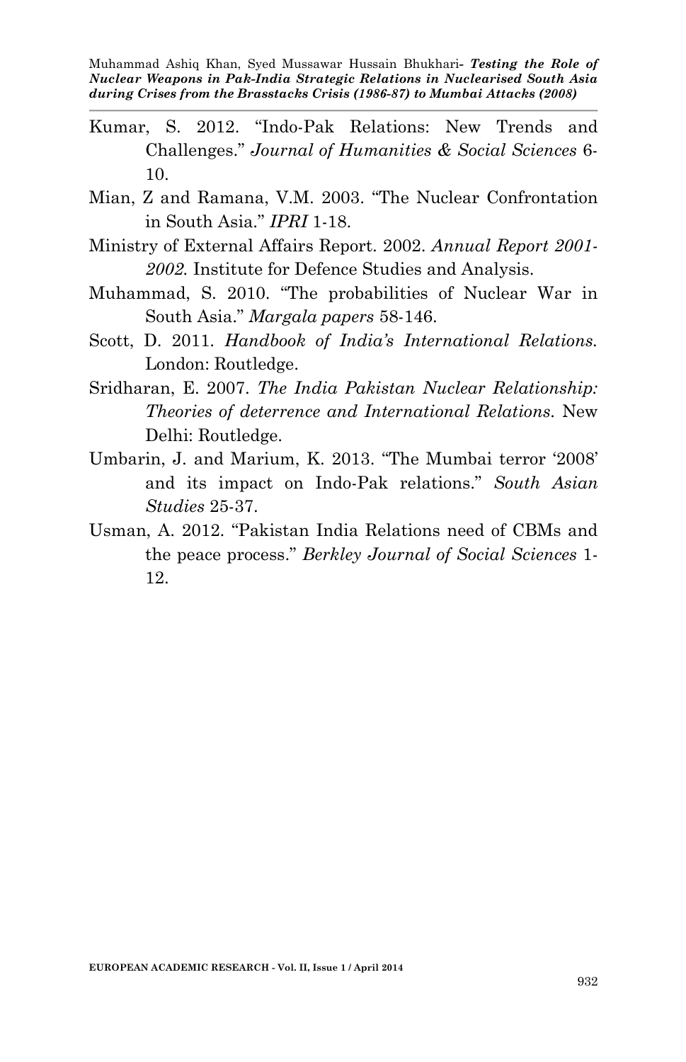Kumar, S. 2012. "Indo-Pak Relations: New Trends and Challenges." *Journal of Humanities & Social Sciences* 6-10.

Mian, Z and Ramana, V.M. 2003. "The Nuclear Confrontation in South Asia." *IPRI* 1-18.

Ministry of External Affairs Report. 2002. *Annual Report 2001-2002.* Institute for Defence Studies and Analysis.

Muhammad, S. 2010. "The probabilities of Nuclear War in South Asia." *Margala papers* 58-146.

Scott, D. 2011. *Handbook of India's International Relations.* London: Routledge.

Sridharan, E. 2007. *The India Pakistan Nuclear Relationship: Theories of deterrence and International Relations.* New Delhi: Routledge.

Umbarin, J. and Marium, K. 2013. "The Mumbai terror '2008' and its impact on Indo-Pak relations." *South Asian Studies* 25-37.

Usman, A. 2012. "Pakistan India Relations need of CBMs and the peace process." *Berkley Journal of Social Sciences* 1-12.